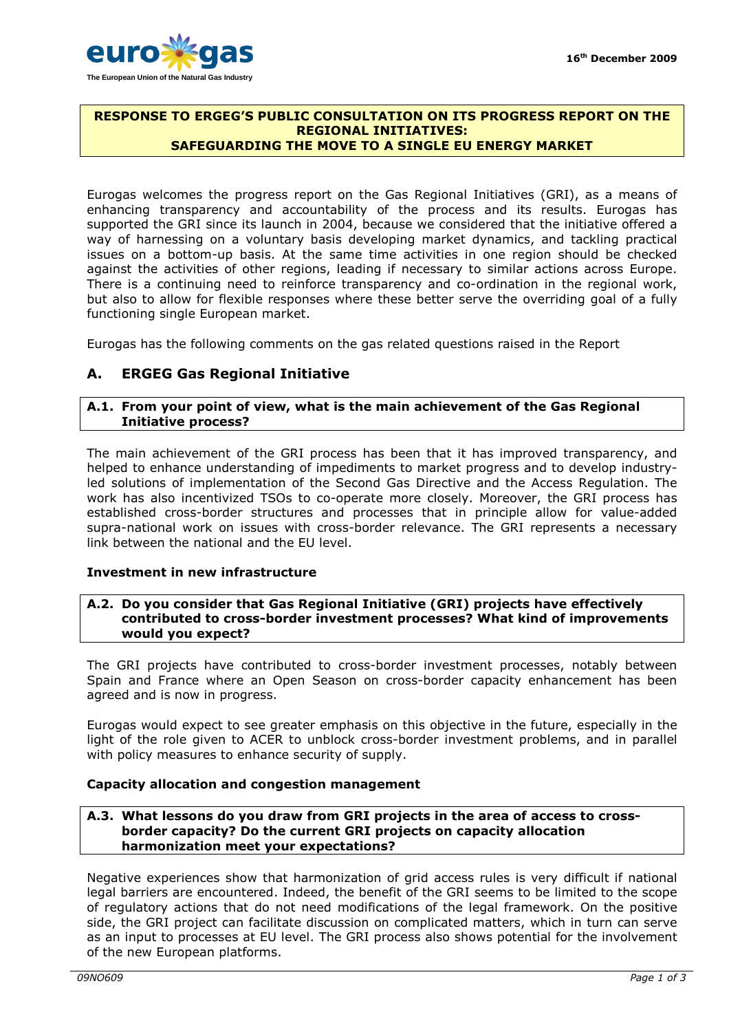euro gas

The European Union of the Natural Gas Industry

16th December 2009

**RESPONSE TO ERGEG'S PUBLIC CONSULTATION ON ITS PROGRESS REPORT ON THE REGIONAL INITIATIVES: SAFEGUARDING THE MOVE TO A SINGLE EU ENERGY MARKET**

Eurogas welcomes the progress report on the Gas Regional Initiatives (GRI), as a means of enhancing transparency and accountability of the process and its results. Eurogas has supported the GRI since its launch in 2004, because we considered that the initiative offered a way of harnessing on a voluntary basis developing market dynamics, and tackling practical issues on a bottom-up basis. At the same time activities in one region should be checked against the activities of other regions, leading if necessary to similar actions across Europe. There is a continuing need to reinforce transparency and co-ordination in the regional work, but also to allow for flexible responses where these better serve the overriding goal of a fully functioning single European market.

Eurogas has the following comments on the gas related questions raised in the Report

## A. ERGEG Gas Regional Initiative

**A.1. From your point of view, what is the main achievement of the Gas Regional Initiative process?**

The main achievement of the GRI process has been that it has improved transparency, and helped to enhance understanding of impediments to market progress and to develop industry-led solutions of implementation of the Second Gas Directive and the Access Regulation. The work has also incentivized TSOs to co-operate more closely. Moreover, the GRI process has established cross-border structures and processes that in principle allow for value-added supra-national work on issues with cross-border relevance. The GRI represents a necessary link between the national and the EU level.

### Investment in new infrastructure

**A.2. Do you consider that Gas Regional Initiative (GRI) projects have effectively contributed to cross-border investment processes? What kind of improvements would you expect?**

The GRI projects have contributed to cross-border investment processes, notably between Spain and France where an Open Season on cross-border capacity enhancement has been agreed and is now in progress.

Eurogas would expect to see greater emphasis on this objective in the future, especially in the light of the role given to ACER to unblock cross-border investment problems, and in parallel with policy measures to enhance security of supply.

### Capacity allocation and congestion management

**A.3. What lessons do you draw from GRI projects in the area of access to cross-border capacity? Do the current GRI projects on capacity allocation harmonization meet your expectations?**

Negative experiences show that harmonization of grid access rules is very difficult if national legal barriers are encountered. Indeed, the benefit of the GRI seems to be limited to the scope of regulatory actions that do not need modifications of the legal framework. On the positive side, the GRI project can facilitate discussion on complicated matters, which in turn can serve as an input to processes at EU level. The GRI process also shows potential for the involvement of the new European platforms.

*09NO609*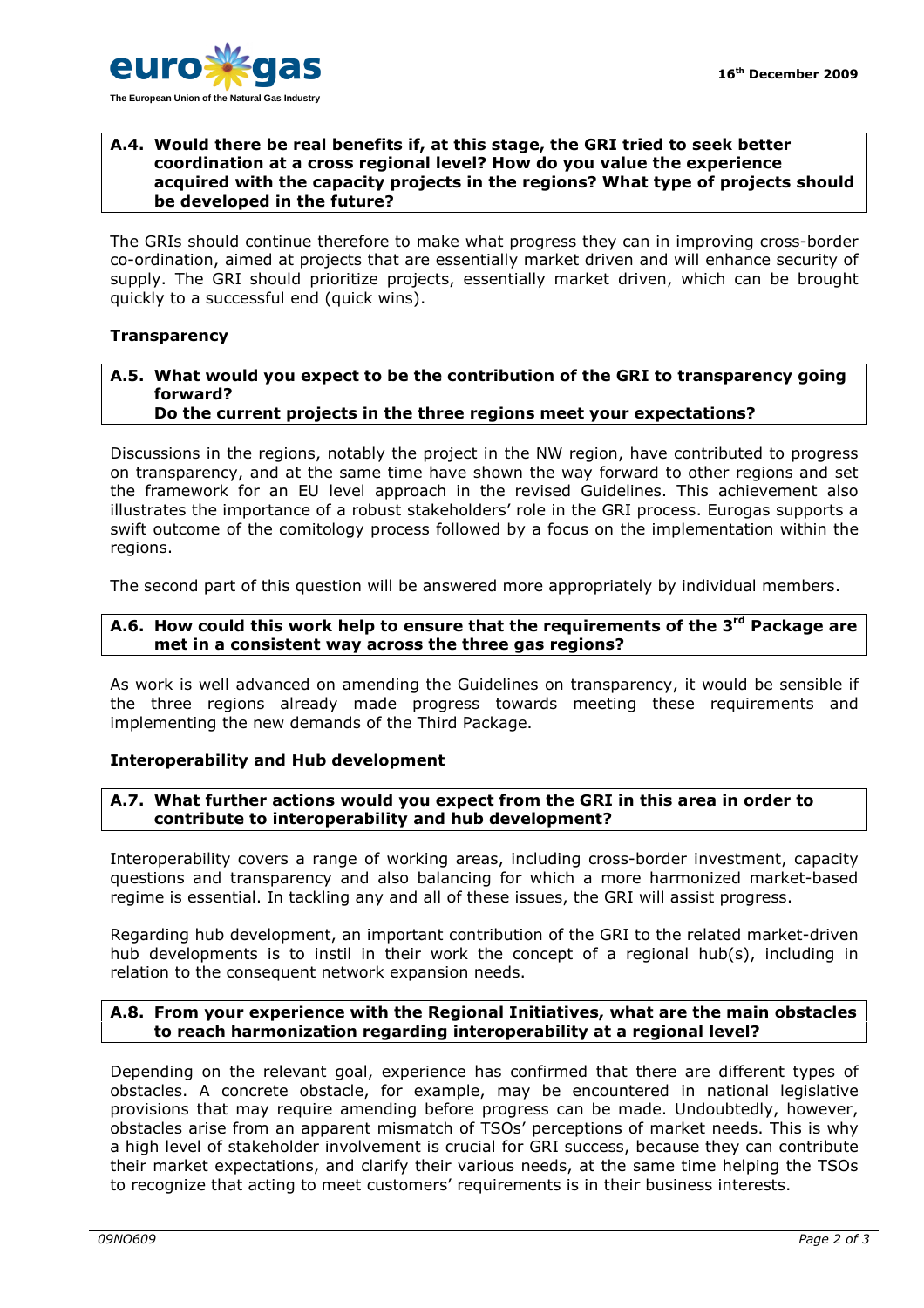**A.4. Would there be real benefits if, at this stage, the GRI tried to seek better coordination at a cross regional level? How do you value the experience acquired with the capacity projects in the regions? What type of projects should be developed in the future?**

The GRIs should continue therefore to make what progress they can in improving cross-border co-ordination, aimed at projects that are essentially market driven and will enhance security of supply. The GRI should prioritize projects, essentially market driven, which can be brought quickly to a successful end (quick wins).

**Transparency**

**A.5. What would you expect to be the contribution of the GRI to transparency going forward?
Do the current projects in the three regions meet your expectations?**

Discussions in the regions, notably the project in the NW region, have contributed to progress on transparency, and at the same time have shown the way forward to other regions and set the framework for an EU level approach in the revised Guidelines. This achievement also illustrates the importance of a robust stakeholders' role in the GRI process. Eurogas supports a swift outcome of the comitology process followed by a focus on the implementation within the regions.

The second part of this question will be answered more appropriately by individual members.

**A.6. How could this work help to ensure that the requirements of the 3rd Package are met in a consistent way across the three gas regions?**

As work is well advanced on amending the Guidelines on transparency, it would be sensible if the three regions already made progress towards meeting these requirements and implementing the new demands of the Third Package.

**Interoperability and Hub development**

**A.7. What further actions would you expect from the GRI in this area in order to contribute to interoperability and hub development?**

Interoperability covers a range of working areas, including cross-border investment, capacity questions and transparency and also balancing for which a more harmonized market-based regime is essential. In tackling any and all of these issues, the GRI will assist progress.

Regarding hub development, an important contribution of the GRI to the related market-driven hub developments is to instil in their work the concept of a regional hub(s), including in relation to the consequent network expansion needs.

**A.8. From your experience with the Regional Initiatives, what are the main obstacles to reach harmonization regarding interoperability at a regional level?**

Depending on the relevant goal, experience has confirmed that there are different types of obstacles. A concrete obstacle, for example, may be encountered in national legislative provisions that may require amending before progress can be made. Undoubtedly, however, obstacles arise from an apparent mismatch of TSOs' perceptions of market needs. This is why a high level of stakeholder involvement is crucial for GRI success, because they can contribute their market expectations, and clarify their various needs, at the same time helping the TSOs to recognize that acting to meet customers' requirements is in their business interests.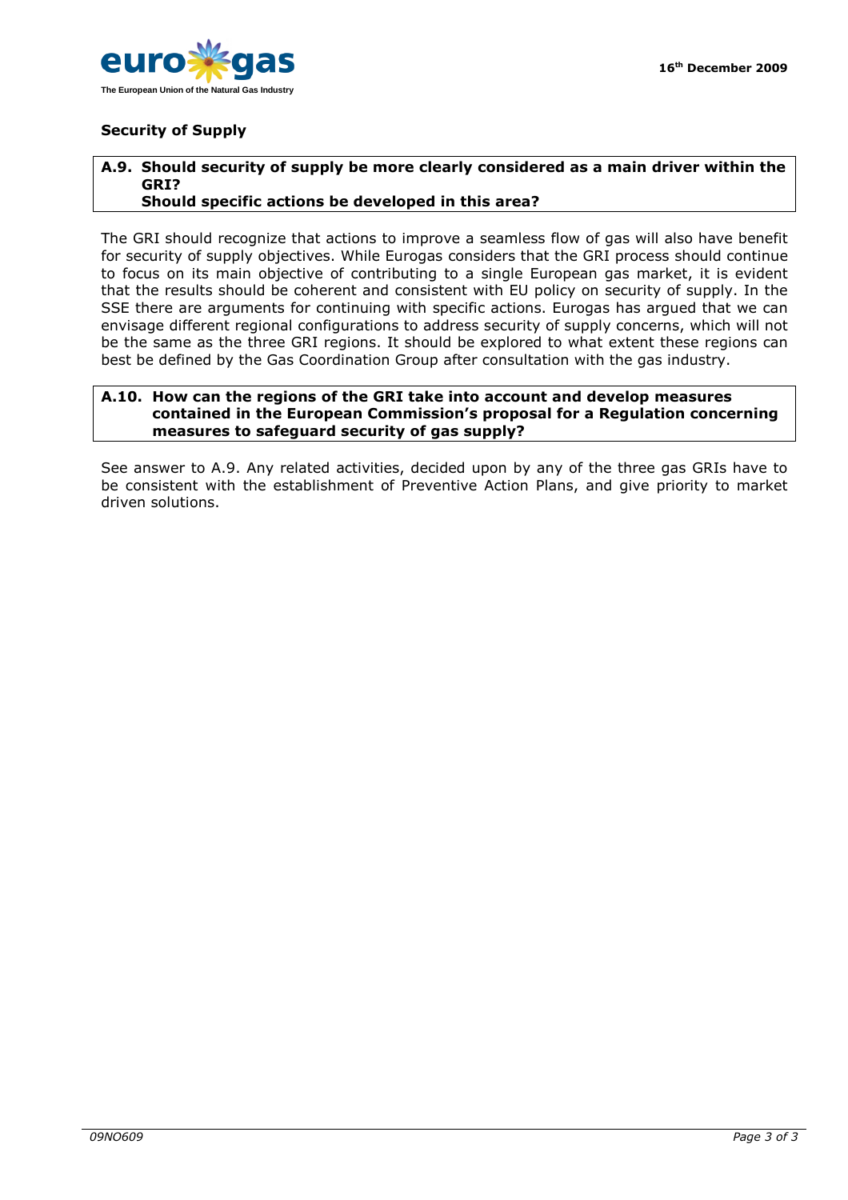## Security of Supply

**A.9. Should security of supply be more clearly considered as a main driver within the GRI?**
**Should specific actions be developed in this area?**

The GRI should recognize that actions to improve a seamless flow of gas will also have benefit for security of supply objectives. While Eurogas considers that the GRI process should continue to focus on its main objective of contributing to a single European gas market, it is evident that the results should be coherent and consistent with EU policy on security of supply. In the SSE there are arguments for continuing with specific actions. Eurogas has argued that we can envisage different regional configurations to address security of supply concerns, which will not be the same as the three GRI regions. It should be explored to what extent these regions can best be defined by the Gas Coordination Group after consultation with the gas industry.

**A.10. How can the regions of the GRI take into account and develop measures contained in the European Commission's proposal for a Regulation concerning measures to safeguard security of gas supply?**

See answer to A.9. Any related activities, decided upon by any of the three gas GRIs have to be consistent with the establishment of Preventive Action Plans, and give priority to market driven solutions.